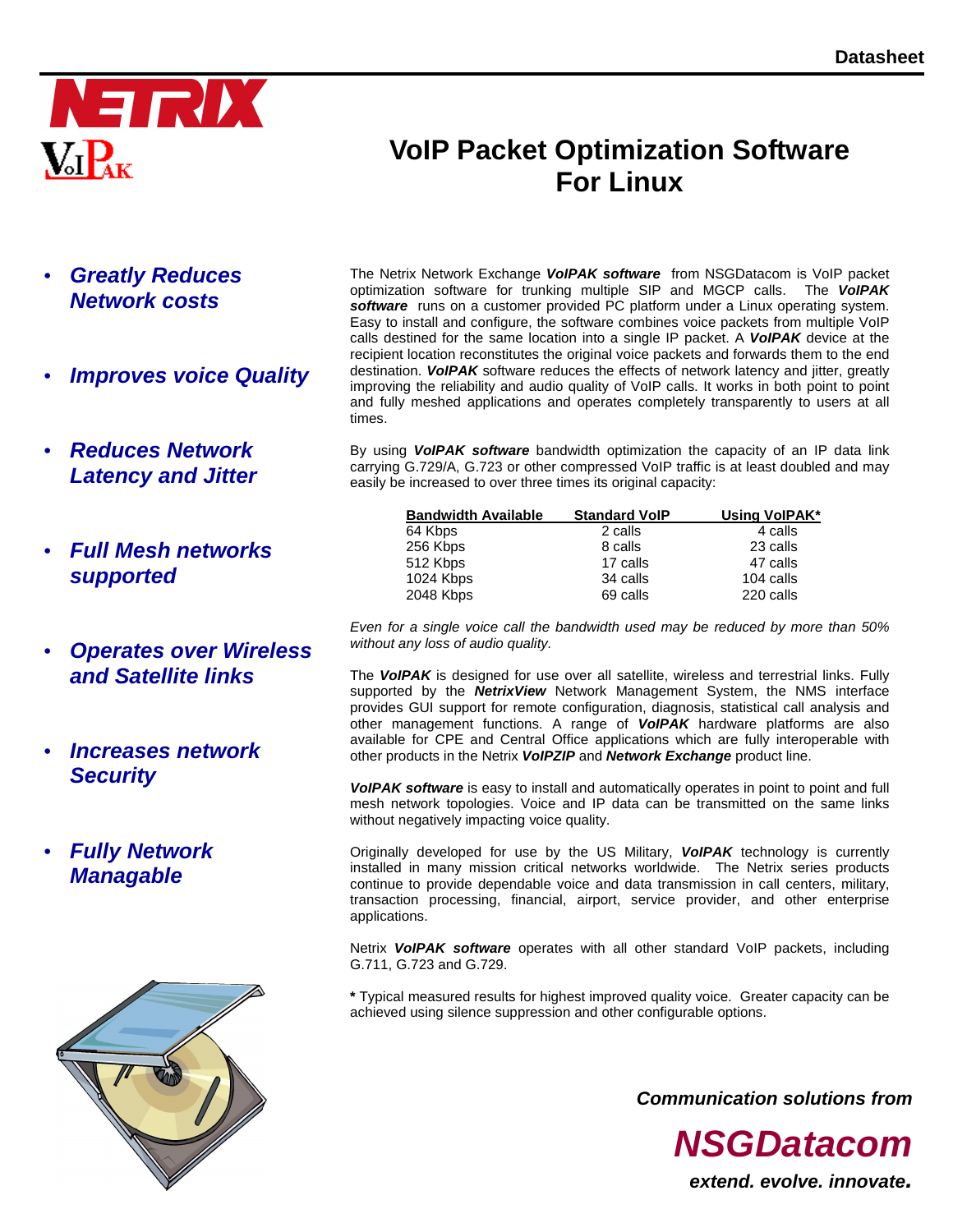Datasheet

**NETRIX**

**VoIPAK**

# VoIP Packet Optimization Software For Linux

- ***Greatly Reduces Network costs***
- ***Improves voice Quality***
- ***Reduces Network Latency and Jitter***
- ***Full Mesh networks supported***
- ***Operates over Wireless and Satellite links***
- ***Increases network Security***
- ***Fully Network Managable***

The Netrix Network Exchange ***VoIPAK software*** from NSGDatacom is VoIP packet optimization software for trunking multiple SIP and MGCP calls. The ***VoIPAK software*** runs on a customer provided PC platform under a Linux operating system. Easy to install and configure, the software combines voice packets from multiple VoIP calls destined for the same location into a single IP packet. A ***VoIPAK*** device at the recipient location reconstitutes the original voice packets and forwards them to the end destination. ***VoIPAK*** software reduces the effects of network latency and jitter, greatly improving the reliability and audio quality of VoIP calls. It works in both point to point and fully meshed applications and operates completely transparently to users at all times.

By using ***VoIPAK software*** bandwidth optimization the capacity of an IP data link carrying G.729/A, G.723 or other compressed VoIP traffic is at least doubled and may easily be increased to over three times its original capacity:

| Bandwidth Available | Standard VoIP | Using VoIPAK* |
|---|---|---|
| 64 Kbps | 2 calls | 4 calls |
| 256 Kbps | 8 calls | 23 calls |
| 512 Kbps | 17 calls | 47 calls |
| 1024 Kbps | 34 calls | 104 calls |
| 2048 Kbps | 69 calls | 220 calls |

*Even for a single voice call the bandwidth used may be reduced by more than 50% without any loss of audio quality.*

The ***VoIPAK*** is designed for use over all satellite, wireless and terrestrial links. Fully supported by the ***NetrixView*** Network Management System, the NMS interface provides GUI support for remote configuration, diagnosis, statistical call analysis and other management functions. A range of ***VoIPAK*** hardware platforms are also available for CPE and Central Office applications which are fully interoperable with other products in the Netrix ***VoIPZIP*** and ***Network Exchange*** product line.

***VoIPAK software*** is easy to install and automatically operates in point to point and full mesh network topologies. Voice and IP data can be transmitted on the same links without negatively impacting voice quality.

Originally developed for use by the US Military, ***VoIPAK*** technology is currently installed in many mission critical networks worldwide. The Netrix series products continue to provide dependable voice and data transmission in call centers, military, transaction processing, financial, airport, service provider, and other enterprise applications.

Netrix ***VoIPAK software*** operates with all other standard VoIP packets, including G.711, G.723 and G.729.

**\*** Typical measured results for highest improved quality voice. Greater capacity can be achieved using silence suppression and other configurable options.

***Communication solutions from***

***NSGDatacom***

***extend. evolve. innovate.***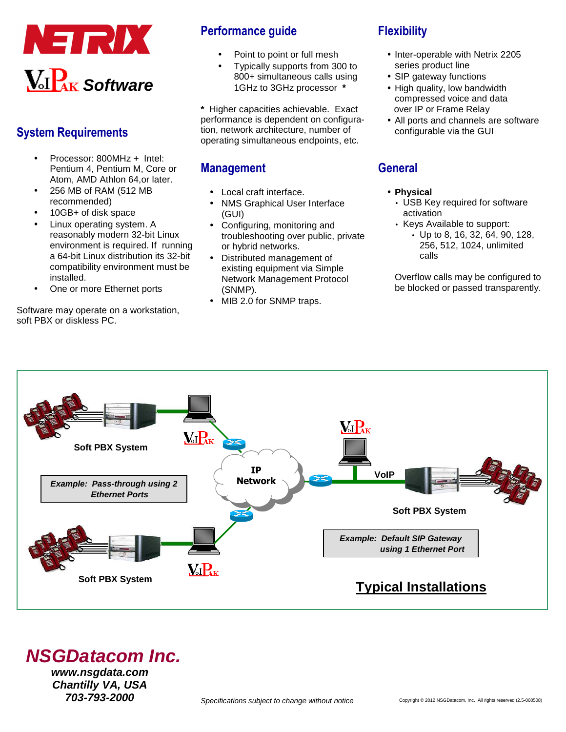# NETRIX

## VoIPAK Software

## System Requirements

- Processor: 800MHz + Intel: Pentium 4, Pentium M, Core or Atom, AMD Athlon 64,or later.
- 256 MB of RAM (512 MB recommended)
- 10GB+ of disk space
- Linux operating system. A reasonably modern 32-bit Linux environment is required. If running a 64-bit Linux distribution its 32-bit compatibility environment must be installed.
- One or more Ethernet ports

Software may operate on a workstation, soft PBX or diskless PC.

## Performance guide

- Point to point or full mesh
- Typically supports from 300 to 800+ simultaneous calls using 1GHz to 3GHz processor *

**\*** Higher capacities achievable. Exact performance is dependent on configuration, network architecture, number of operating simultaneous endpoints, etc.

## Management

- Local craft interface.
- NMS Graphical User Interface (GUI)
- Configuring, monitoring and troubleshooting over public, private or hybrid networks.
- Distributed management of existing equipment via Simple Network Management Protocol (SNMP).
- MIB 2.0 for SNMP traps.

## Flexibility

- Inter-operable with Netrix 2205 series product line
- SIP gateway functions
- High quality, low bandwidth compressed voice and data over IP or Frame Relay
- All ports and channels are software configurable via the GUI

## General

- **Physical**
  - USB Key required for software activation
  - Keys Available to support:
    - Up to 8, 16, 32, 64, 90, 128, 256, 512, 1024, unlimited calls

Overflow calls may be configured to be blocked or passed transparently.

Soft PBX System

VoIPAK

*Example: Pass-through using 2 Ethernet Ports*

Soft PBX System

VoIPAK

IP Network

VoIPAK

VoIP

Soft PBX System

*Example: Default SIP Gateway using 1 Ethernet Port*

**Typical Installations**

***NSGDatacom Inc.***

***www.nsgdata.com***

***Chantilly VA, USA***

***703-793-2000***

*Specifications subject to change without notice*

Copyright © 2012 NSGDatacom, Inc. All rights reserved (2.5-060508)